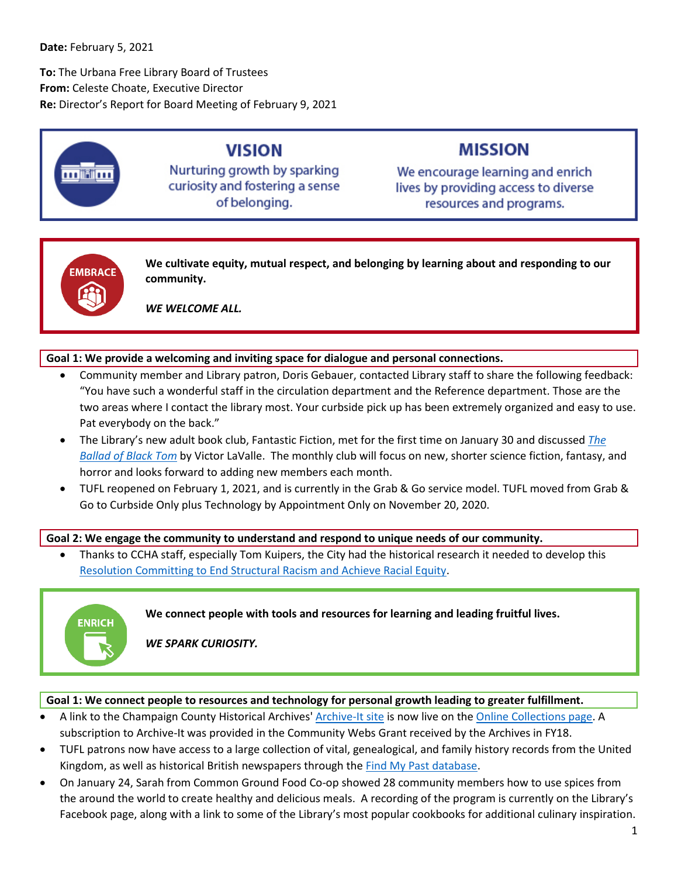**Date:** February 5, 2021

**To:** The Urbana Free Library Board of Trustees
**From:** Celeste Choate, Executive Director
**Re:** Director's Report for Board Meeting of February 9, 2021

## VISION

Nurturing growth by sparking curiosity and fostering a sense of belonging.

## MISSION

We encourage learning and enrich lives by providing access to diverse resources and programs.

## EMBRACE

**We cultivate equity, mutual respect, and belonging by learning about and responding to our community.**

***WE WELCOME ALL.***

**Goal 1: We provide a welcoming and inviting space for dialogue and personal connections.**

- Community member and Library patron, Doris Gebauer, contacted Library staff to share the following feedback: "You have such a wonderful staff in the circulation department and the Reference department. Those are the two areas where I contact the library most. Your curbside pick up has been extremely organized and easy to use. Pat everybody on the back."
- The Library's new adult book club, Fantastic Fiction, met for the first time on January 30 and discussed *The Ballad of Black Tom* by Victor LaValle. The monthly club will focus on new, shorter science fiction, fantasy, and horror and looks forward to adding new members each month.
- TUFL reopened on February 1, 2021, and is currently in the Grab & Go service model. TUFL moved from Grab & Go to Curbside Only plus Technology by Appointment Only on November 20, 2020.

**Goal 2: We engage the community to understand and respond to unique needs of our community.**

- Thanks to CCHA staff, especially Tom Kuipers, the City had the historical research it needed to develop this Resolution Committing to End Structural Racism and Achieve Racial Equity.

## ENRICH

**We connect people with tools and resources for learning and leading fruitful lives.**

***WE SPARK CURIOSITY.***

**Goal 1: We connect people to resources and technology for personal growth leading to greater fulfillment.**

- A link to the Champaign County Historical Archives' Archive-It site is now live on the Online Collections page. A subscription to Archive-It was provided in the Community Webs Grant received by the Archives in FY18.
- TUFL patrons now have access to a large collection of vital, genealogical, and family history records from the United Kingdom, as well as historical British newspapers through the Find My Past database.
- On January 24, Sarah from Common Ground Food Co-op showed 28 community members how to use spices from the around the world to create healthy and delicious meals. A recording of the program is currently on the Library's Facebook page, along with a link to some of the Library's most popular cookbooks for additional culinary inspiration.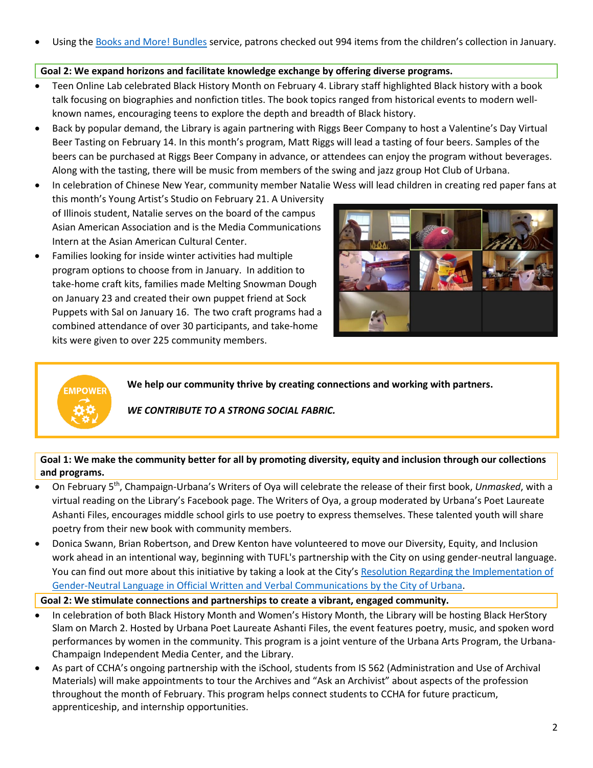- Using the [Books and More! Bundles](#) service, patrons checked out 994 items from the children's collection in January.

**Goal 2: We expand horizons and facilitate knowledge exchange by offering diverse programs.**

- Teen Online Lab celebrated Black History Month on February 4. Library staff highlighted Black history with a book talk focusing on biographies and nonfiction titles. The book topics ranged from historical events to modern well-known names, encouraging teens to explore the depth and breadth of Black history.
- Back by popular demand, the Library is again partnering with Riggs Beer Company to host a Valentine's Day Virtual Beer Tasting on February 14. In this month's program, Matt Riggs will lead a tasting of four beers. Samples of the beers can be purchased at Riggs Beer Company in advance, or attendees can enjoy the program without beverages. Along with the tasting, there will be music from members of the swing and jazz group Hot Club of Urbana.
- In celebration of Chinese New Year, community member Natalie Wess will lead children in creating red paper fans at this month's Young Artist's Studio on February 21. A University of Illinois student, Natalie serves on the board of the campus Asian American Association and is the Media Communications Intern at the Asian American Cultural Center.
- Families looking for inside winter activities had multiple program options to choose from in January. In addition to take-home craft kits, families made Melting Snowman Dough on January 23 and created their own puppet friend at Sock Puppets with Sal on January 16. The two craft programs had a combined attendance of over 30 participants, and take-home kits were given to over 225 community members.

**EMPOWER**

**We help our community thrive by creating connections and working with partners.**

***WE CONTRIBUTE TO A STRONG SOCIAL FABRIC.***

**Goal 1: We make the community better for all by promoting diversity, equity and inclusion through our collections and programs.**

- On February 5th, Champaign-Urbana's Writers of Oya will celebrate the release of their first book, *Unmasked*, with a virtual reading on the Library's Facebook page. The Writers of Oya, a group moderated by Urbana's Poet Laureate Ashanti Files, encourages middle school girls to use poetry to express themselves. These talented youth will share poetry from their new book with community members.
- Donica Swann, Brian Robertson, and Drew Kenton have volunteered to move our Diversity, Equity, and Inclusion work ahead in an intentional way, beginning with TUFL's partnership with the City on using gender-neutral language. You can find out more about this initiative by taking a look at the City's [Resolution Regarding the Implementation of Gender-Neutral Language in Official Written and Verbal Communications by the City of Urbana](#).

**Goal 2: We stimulate connections and partnerships to create a vibrant, engaged community.**

- In celebration of both Black History Month and Women's History Month, the Library will be hosting Black HerStory Slam on March 2. Hosted by Urbana Poet Laureate Ashanti Files, the event features poetry, music, and spoken word performances by women in the community. This program is a joint venture of the Urbana Arts Program, the Urbana-Champaign Independent Media Center, and the Library.
- As part of CCHA's ongoing partnership with the iSchool, students from IS 562 (Administration and Use of Archival Materials) will make appointments to tour the Archives and "Ask an Archivist" about aspects of the profession throughout the month of February. This program helps connect students to CCHA for future practicum, apprenticeship, and internship opportunities.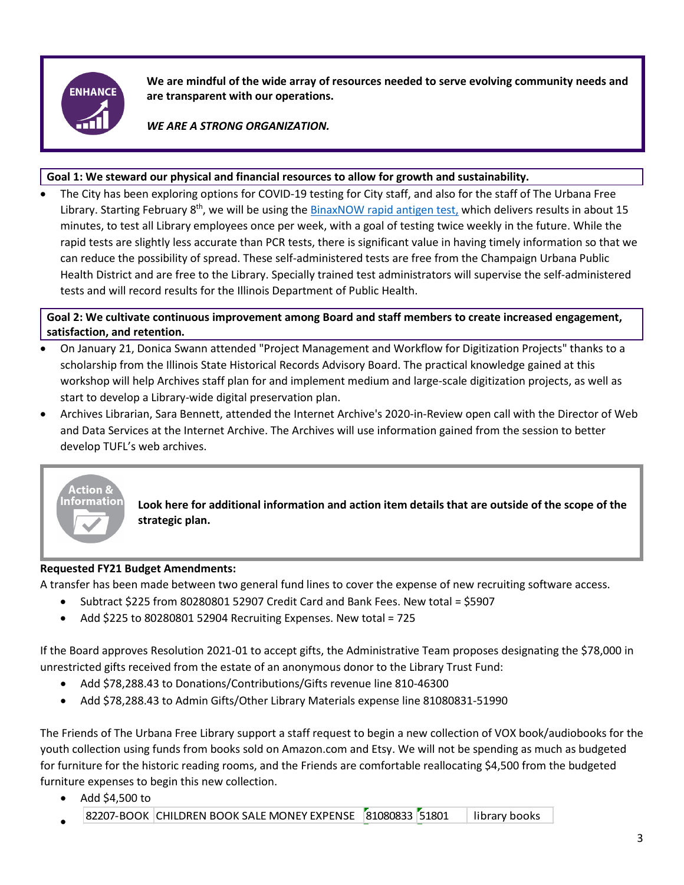ENHANCE

**We are mindful of the wide array of resources needed to serve evolving community needs and are transparent with our operations.**

***WE ARE A STRONG ORGANIZATION.***

**Goal 1: We steward our physical and financial resources to allow for growth and sustainability.**

- The City has been exploring options for COVID-19 testing for City staff, and also for the staff of The Urbana Free Library. Starting February 8th, we will be using the BinaxNOW rapid antigen test, which delivers results in about 15 minutes, to test all Library employees once per week, with a goal of testing twice weekly in the future. While the rapid tests are slightly less accurate than PCR tests, there is significant value in having timely information so that we can reduce the possibility of spread. These self-administered tests are free from the Champaign Urbana Public Health District and are free to the Library. Specially trained test administrators will supervise the self-administered tests and will record results for the Illinois Department of Public Health.

**Goal 2: We cultivate continuous improvement among Board and staff members to create increased engagement, satisfaction, and retention.**

- On January 21, Donica Swann attended "Project Management and Workflow for Digitization Projects" thanks to a scholarship from the Illinois State Historical Records Advisory Board. The practical knowledge gained at this workshop will help Archives staff plan for and implement medium and large-scale digitization projects, as well as start to develop a Library-wide digital preservation plan.
- Archives Librarian, Sara Bennett, attended the Internet Archive's 2020-in-Review open call with the Director of Web and Data Services at the Internet Archive. The Archives will use information gained from the session to better develop TUFL's web archives.

Action & Information

**Look here for additional information and action item details that are outside of the scope of the strategic plan.**

**Requested FY21 Budget Amendments:**

A transfer has been made between two general fund lines to cover the expense of new recruiting software access.

- Subtract $225 from 80280801 52907 Credit Card and Bank Fees. New total = $5907
- Add $225 to 80280801 52904 Recruiting Expenses. New total = 725

If the Board approves Resolution 2021-01 to accept gifts, the Administrative Team proposes designating the $78,000 in unrestricted gifts received from the estate of an anonymous donor to the Library Trust Fund:

- Add $78,288.43 to Donations/Contributions/Gifts revenue line 810-46300
- Add $78,288.43 to Admin Gifts/Other Library Materials expense line 81080831-51990

The Friends of The Urbana Free Library support a staff request to begin a new collection of VOX book/audiobooks for the youth collection using funds from books sold on Amazon.com and Etsy. We will not be spending as much as budgeted for furniture for the historic reading rooms, and the Friends are comfortable reallocating $4,500 from the budgeted furniture expenses to begin this new collection.

- Add $4,500 to
- 

| 82207-BOOK | CHILDREN BOOK SALE MONEY EXPENSE | 81080833 | 51801 | library books |
|---|---|---|---|---|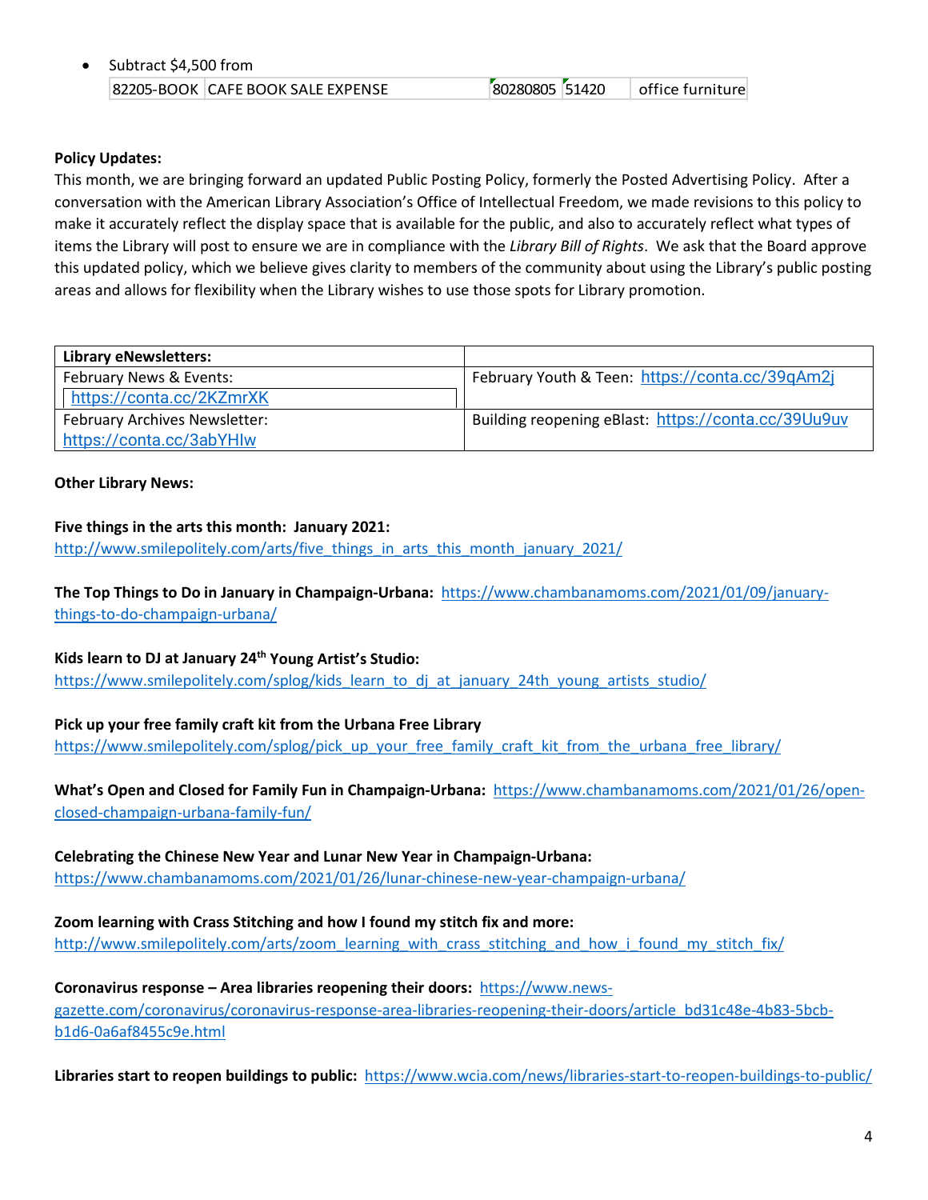- Subtract $4,500 from

| 82205-BOOK | CAFE BOOK SALE EXPENSE | 80280805 | 51420 | office furniture |
|---|---|---|---|---|

**Policy Updates:**
This month, we are bringing forward an updated Public Posting Policy, formerly the Posted Advertising Policy. After a conversation with the American Library Association's Office of Intellectual Freedom, we made revisions to this policy to make it accurately reflect the display space that is available for the public, and also to accurately reflect what types of items the Library will post to ensure we are in compliance with the *Library Bill of Rights*. We ask that the Board approve this updated policy, which we believe gives clarity to members of the community about using the Library's public posting areas and allows for flexibility when the Library wishes to use those spots for Library promotion.

| **Library eNewsletters:** | |
|---|---|
| February News & Events: https://conta.cc/2KZmrXK | February Youth & Teen: https://conta.cc/39qAm2j |
| February Archives Newsletter: https://conta.cc/3abYHIw | Building reopening eBlast: https://conta.cc/39Uu9uv |

**Other Library News:**

**Five things in the arts this month: January 2021:**
http://www.smilepolitely.com/arts/five_things_in_arts_this_month_january_2021/

**The Top Things to Do in January in Champaign-Urbana:** https://www.chambanamoms.com/2021/01/09/january-things-to-do-champaign-urbana/

**Kids learn to DJ at January 24th Young Artist's Studio:**
https://www.smilepolitely.com/splog/kids_learn_to_dj_at_january_24th_young_artists_studio/

**Pick up your free family craft kit from the Urbana Free Library**
https://www.smilepolitely.com/splog/pick_up_your_free_family_craft_kit_from_the_urbana_free_library/

**What's Open and Closed for Family Fun in Champaign-Urbana:** https://www.chambanamoms.com/2021/01/26/open-closed-champaign-urbana-family-fun/

**Celebrating the Chinese New Year and Lunar New Year in Champaign-Urbana:**
https://www.chambanamoms.com/2021/01/26/lunar-chinese-new-year-champaign-urbana/

**Zoom learning with Crass Stitching and how I found my stitch fix and more:**
http://www.smilepolitely.com/arts/zoom_learning_with_crass_stitching_and_how_i_found_my_stitch_fix/

**Coronavirus response – Area libraries reopening their doors:** https://www.news-gazette.com/coronavirus/coronavirus-response-area-libraries-reopening-their-doors/article_bd31c48e-4b83-5bcb-b1d6-0a6af8455c9e.html

**Libraries start to reopen buildings to public:** https://www.wcia.com/news/libraries-start-to-reopen-buildings-to-public/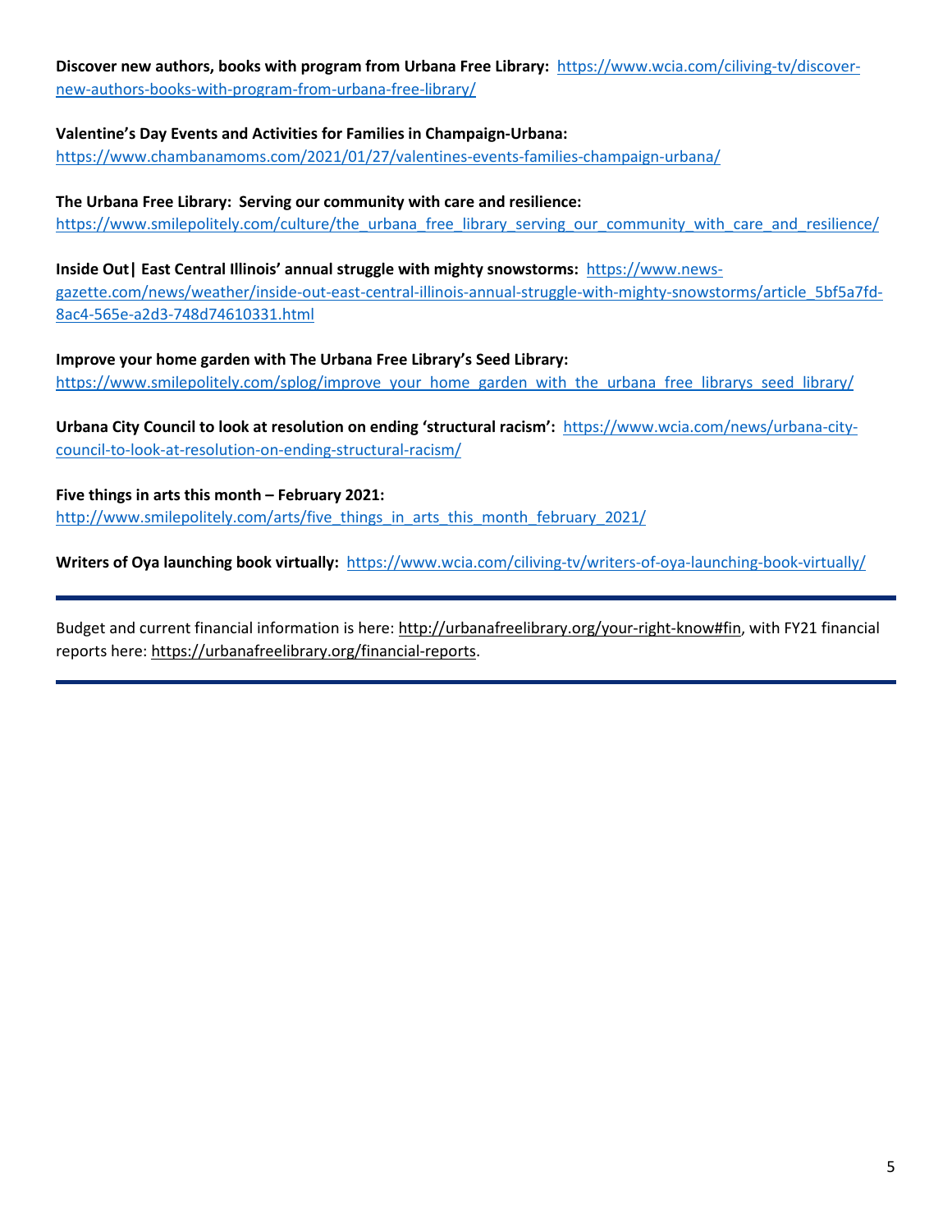**Discover new authors, books with program from Urbana Free Library:** https://www.wcia.com/ciliving-tv/discover-new-authors-books-with-program-from-urbana-free-library/

**Valentine's Day Events and Activities for Families in Champaign-Urbana:**
https://www.chambanamoms.com/2021/01/27/valentines-events-families-champaign-urbana/

**The Urbana Free Library: Serving our community with care and resilience:**
https://www.smilepolitely.com/culture/the_urbana_free_library_serving_our_community_with_care_and_resilience/

**Inside Out| East Central Illinois' annual struggle with mighty snowstorms:** https://www.news-gazette.com/news/weather/inside-out-east-central-illinois-annual-struggle-with-mighty-snowstorms/article_5bf5a7fd-8ac4-565e-a2d3-748d74610331.html

**Improve your home garden with The Urbana Free Library's Seed Library:**
https://www.smilepolitely.com/splog/improve_your_home_garden_with_the_urbana_free_librarys_seed_library/

**Urbana City Council to look at resolution on ending 'structural racism':** https://www.wcia.com/news/urbana-city-council-to-look-at-resolution-on-ending-structural-racism/

**Five things in arts this month – February 2021:**
http://www.smilepolitely.com/arts/five_things_in_arts_this_month_february_2021/

**Writers of Oya launching book virtually:** https://www.wcia.com/ciliving-tv/writers-of-oya-launching-book-virtually/

---

Budget and current financial information is here: http://urbanafreelibrary.org/your-right-know#fin, with FY21 financial reports here: https://urbanafreelibrary.org/financial-reports.

---